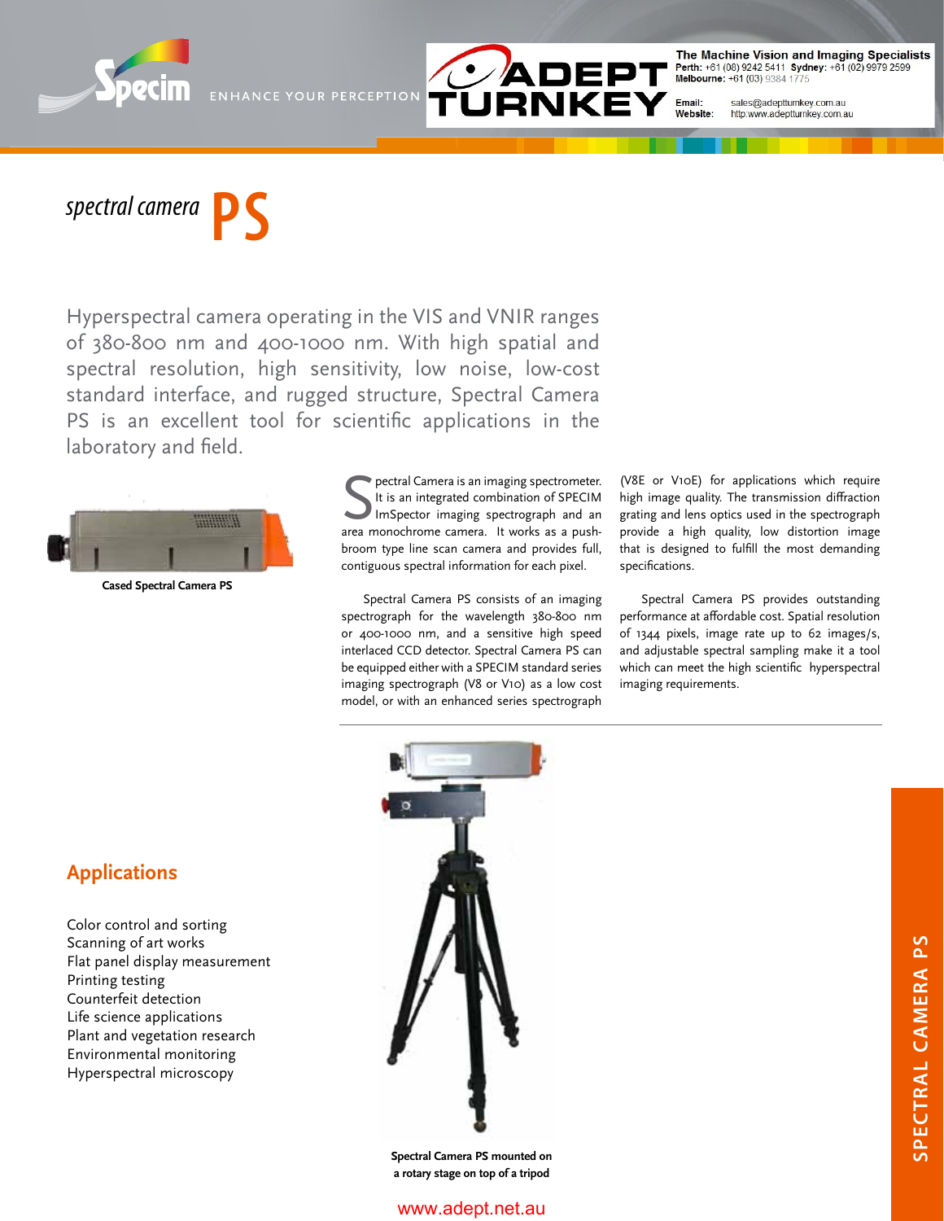Specim ENHANCE YOUR PERCEPTION

ADEPT TURNKEY

**The Machine Vision and Imaging Specialists**
**Perth:** +61 (08) 9242 5411 **Sydney:** +61 (02) 9979 2599
**Melbourne:** +61 (03) 9384 1775
**Email:** sales@adeptturnkey.com.au
**Website:** http:www.adeptturnkey.com.au

# *spectral camera* PS

Hyperspectral camera operating in the VIS and VNIR ranges of 380-800 nm and 400-1000 nm. With high spatial and spectral resolution, high sensitivity, low noise, low-cost standard interface, and rugged structure, Spectral Camera PS is an excellent tool for scientific applications in the laboratory and field.

**Cased Spectral Camera PS**

Spectral Camera is an imaging spectrometer. It is an integrated combination of SPECIM ImSpector imaging spectrograph and an area monochrome camera. It works as a push-broom type line scan camera and provides full, contiguous spectral information for each pixel.

Spectral Camera PS consists of an imaging spectrograph for the wavelength 380-800 nm or 400-1000 nm, and a sensitive high speed interlaced CCD detector. Spectral Camera PS can be equipped either with a SPECIM standard series imaging spectrograph (V8 or V10) as a low cost model, or with an enhanced series spectrograph (V8E or V10E) for applications which require high image quality. The transmission diffraction grating and lens optics used in the spectrograph provide a high quality, low distortion image that is designed to fulfill the most demanding specifications.

Spectral Camera PS provides outstanding performance at affordable cost. Spatial resolution of 1344 pixels, image rate up to 62 images/s, and adjustable spectral sampling make it a tool which can meet the high scientific hyperspectral imaging requirements.

## Applications

Color control and sorting
Scanning of art works
Flat panel display measurement
Printing testing
Counterfeit detection
Life science applications
Plant and vegetation research
Environmental monitoring
Hyperspectral microscopy

**Spectral Camera PS mounted on a rotary stage on top of a tripod**

SPECTRAL CAMERA PS

www.adept.net.au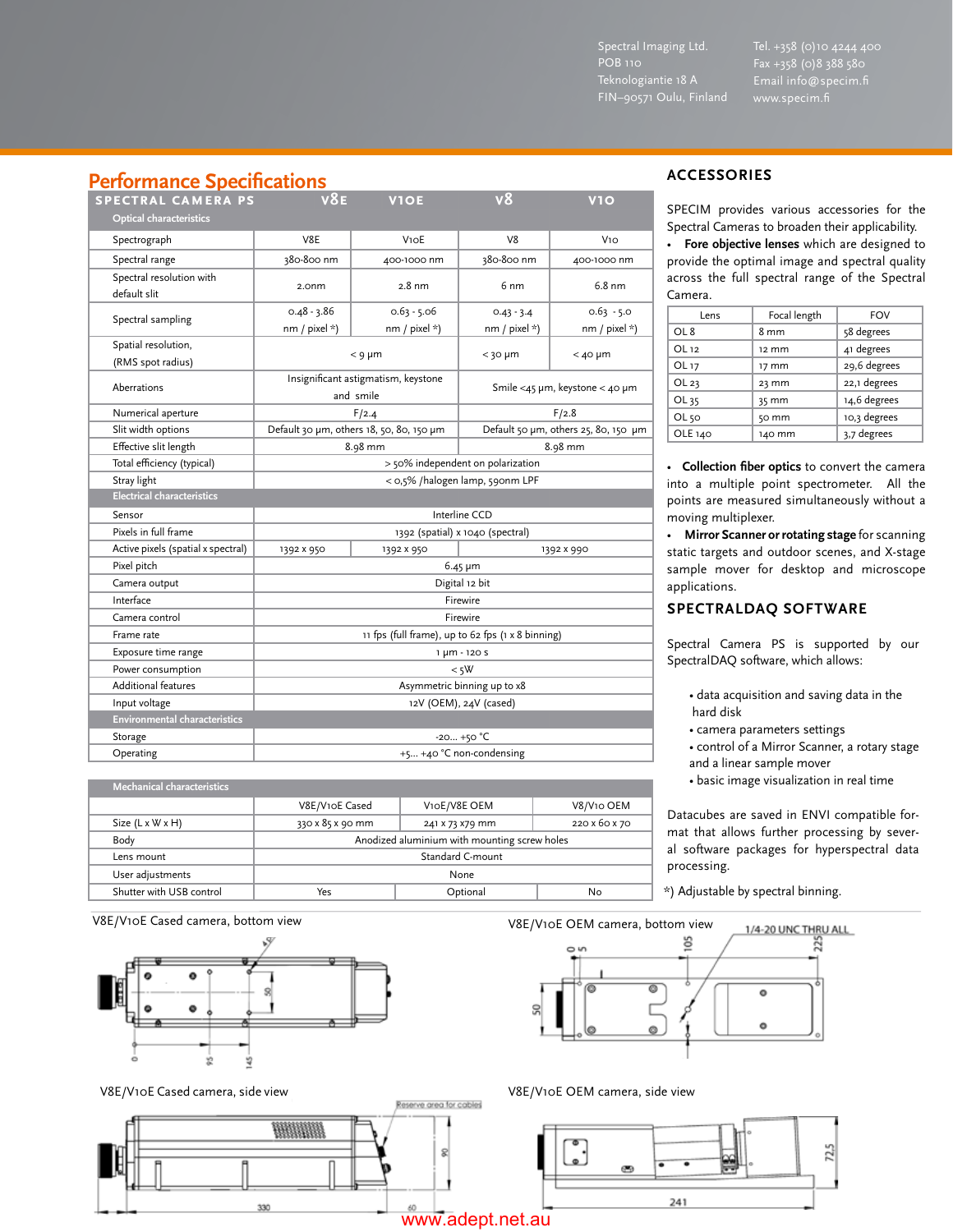Spectral Imaging Ltd.
POB 110
Teknologiantie 18 A
FIN–90571 Oulu, Finland

Tel. +358 (0)10 4244 400
Fax +358 (0)8 388 580
Email info@specim.fi
www.specim.fi

# Performance Specifications

| SPECTRAL CAMERA PS | V8E | V10E | V8 | V10 |
|---|---|---|---|---|
| **Optical characteristics** | | | | |
| Spectrograph | V8E | V10E | V8 | V10 |
| Spectral range | 380-800 nm | 400-1000 nm | 380-800 nm | 400-1000 nm |
| Spectral resolution with default slit | 2.0nm | 2.8 nm | 6 nm | 6.8 nm |
| Spectral sampling | 0.48 - 3.86 nm / pixel *) | 0.63 - 5.06 nm / pixel *) | 0.43 - 3.4 nm / pixel *) | 0.63 - 5.0 nm / pixel *) |
| Spatial resolution, (RMS spot radius) | < 9 µm | | < 30 µm | < 40 µm |
| Aberrations | Insignificant astigmatism, keystone and smile | | Smile <45 µm, keystone < 40 µm | |
| Numerical aperture | F/2.4 | | F/2.8 | |
| Slit width options | Default 30 µm, others 18, 50, 80, 150 µm | | Default 50 µm, others 25, 80, 150 µm | |
| Effective slit length | 8.98 mm | | 8.98 mm | |
| Total efficiency (typical) | > 50% independent on polarization | | | |
| Stray light | < 0,5% /halogen lamp, 590nm LPF | | | |
| **Electrical characteristics** | | | | |
| Sensor | Interline CCD | | | |
| Pixels in full frame | 1392 (spatial) x 1040 (spectral) | | | |
| Active pixels (spatial x spectral) | 1392 x 950 | 1392 x 950 | 1392 x 990 | |
| Pixel pitch | 6.45 µm | | | |
| Camera output | Digital 12 bit | | | |
| Interface | Firewire | | | |
| Camera control | Firewire | | | |
| Frame rate | 11 fps (full frame), up to 62 fps (1 x 8 binning) | | | |
| Exposure time range | 1 µm - 120 s | | | |
| Power consumption | < 5W | | | |
| Additional features | Asymmetric binning up to x8 | | | |
| Input voltage | 12V (OEM), 24V (cased) | | | |
| **Environmental characteristics** | | | | |
| Storage | -20... +50 °C | | | |
| Operating | +5... +40 °C non-condensing | | | |

| **Mechanical characteristics** | | | |
|---|---|---|---|
| | V8E/V10E Cased | V10E/V8E OEM | V8/V10 OEM |
| Size (L x W x H) | 330 x 85 x 90 mm | 241 x 73 x79 mm | 220 x 60 x 70 |
| Body | Anodized aluminium with mounting screw holes | | |
| Lens mount | Standard C-mount | | |
| User adjustments | None | | |
| Shutter with USB control | Yes | Optional | No |

## ACCESSORIES

SPECIM provides various accessories for the Spectral Cameras to broaden their applicability.

- **Fore objective lenses** which are designed to provide the optimal image and spectral quality across the full spectral range of the Spectral Camera.

| Lens | Focal length | FOV |
|---|---|---|
| OL 8 | 8 mm | 58 degrees |
| OL 12 | 12 mm | 41 degrees |
| OL 17 | 17 mm | 29,6 degrees |
| OL 23 | 23 mm | 22,1 degrees |
| OL 35 | 35 mm | 14,6 degrees |
| OL 50 | 50 mm | 10,3 degrees |
| OLE 140 | 140 mm | 3,7 degrees |

- **Collection fiber optics** to convert the camera into a multiple point spectrometer. All the points are measured simultaneously without a moving multiplexer.
- **Mirror Scanner or rotating stage** for scanning static targets and outdoor scenes, and X-stage sample mover for desktop and microscope applications.

## SPECTRALDAQ SOFTWARE

Spectral Camera PS is supported by our SpectralDAQ software, which allows:

- data acquisition and saving data in the hard disk
- camera parameters settings
- control of a Mirror Scanner, a rotary stage and a linear sample mover
- basic image visualization in real time

Datacubes are saved in ENVI compatible format that allows further processing by several software packages for hyperspectral data processing.

*) Adjustable by spectral binning.

V8E/V10E Cased camera, bottom view

V8E/V10E OEM camera, bottom view

V8E/V10E Cased camera, side view

V8E/V10E OEM camera, side view

www.adept.net.au